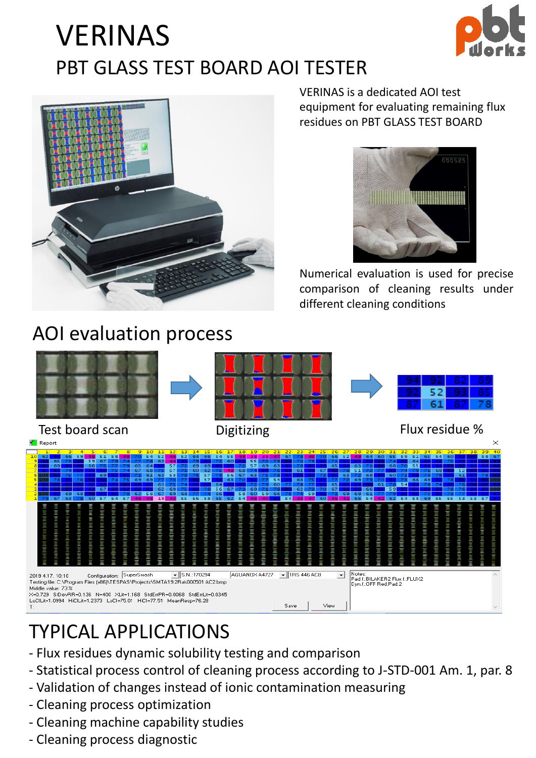# VERINAS

## PBT GLASS TEST BOARD AOI TESTER

VERINAS is a dedicated AOI test equipment for evaluating remaining flux residues on PBT GLASS TEST BOARD

Numerical evaluation is used for precise comparison of cleaning results under different cleaning conditions

## AOI evaluation process

Test board scan → Digitizing → Flux residue %

## TYPICAL APPLICATIONS

- Flux residues dynamic solubility testing and comparison
- Statistical process control of cleaning process according to J-STD-001 Am. 1, par. 8
- Validation of changes instead of ionic contamination measuring
- Cleaning process optimization
- Cleaning machine capability studies
- Cleaning process diagnostic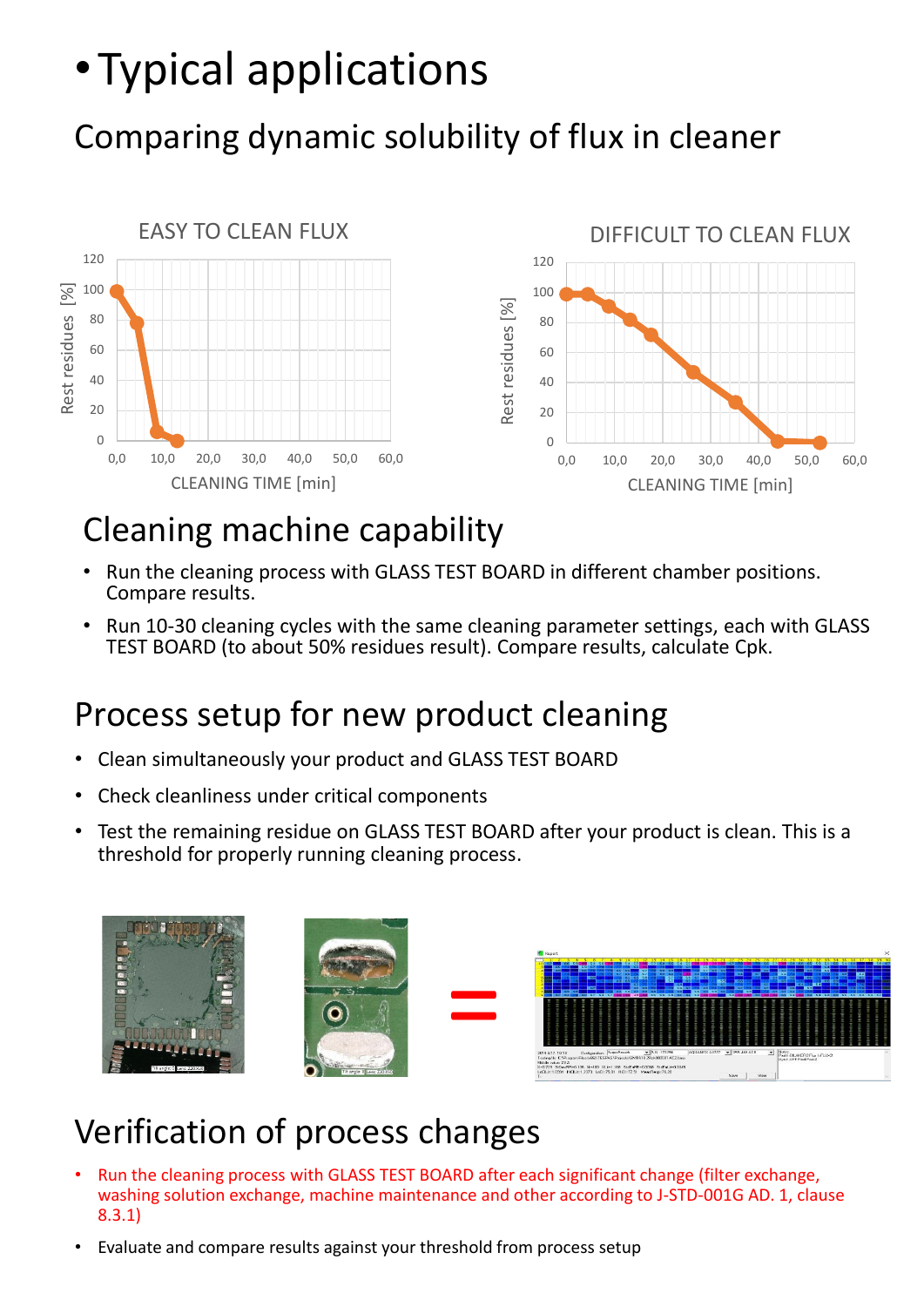# • Typical applications

## Comparing dynamic solubility of flux in cleaner

EASY TO CLEAN FLUX

Rest residues [%]

120
100
80
60
40
20
0

0,0 10,0 20,0 30,0 40,0 50,0 60,0

CLEANING TIME [min]

DIFFICULT TO CLEAN FLUX

Rest residues [%]

120
100
80
60
40
20
0

0,0 10,0 20,0 30,0 40,0 50,0 60,0

CLEANING TIME [min]

## Cleaning machine capability

- Run the cleaning process with GLASS TEST BOARD in different chamber positions. Compare results.
- Run 10-30 cleaning cycles with the same cleaning parameter settings, each with GLASS TEST BOARD (to about 50% residues result). Compare results, calculate Cpk.

## Process setup for new product cleaning

- Clean simultaneously your product and GLASS TEST BOARD
- Check cleanliness under critical components
- Test the remaining residue on GLASS TEST BOARD after your product is clean. This is a threshold for properly running cleaning process.

## Verification of process changes

- Run the cleaning process with GLASS TEST BOARD after each significant change (filter exchange, washing solution exchange, machine maintenance and other according to J-STD-001G AD. 1, clause 8.3.1)
- Evaluate and compare results against your threshold from process setup